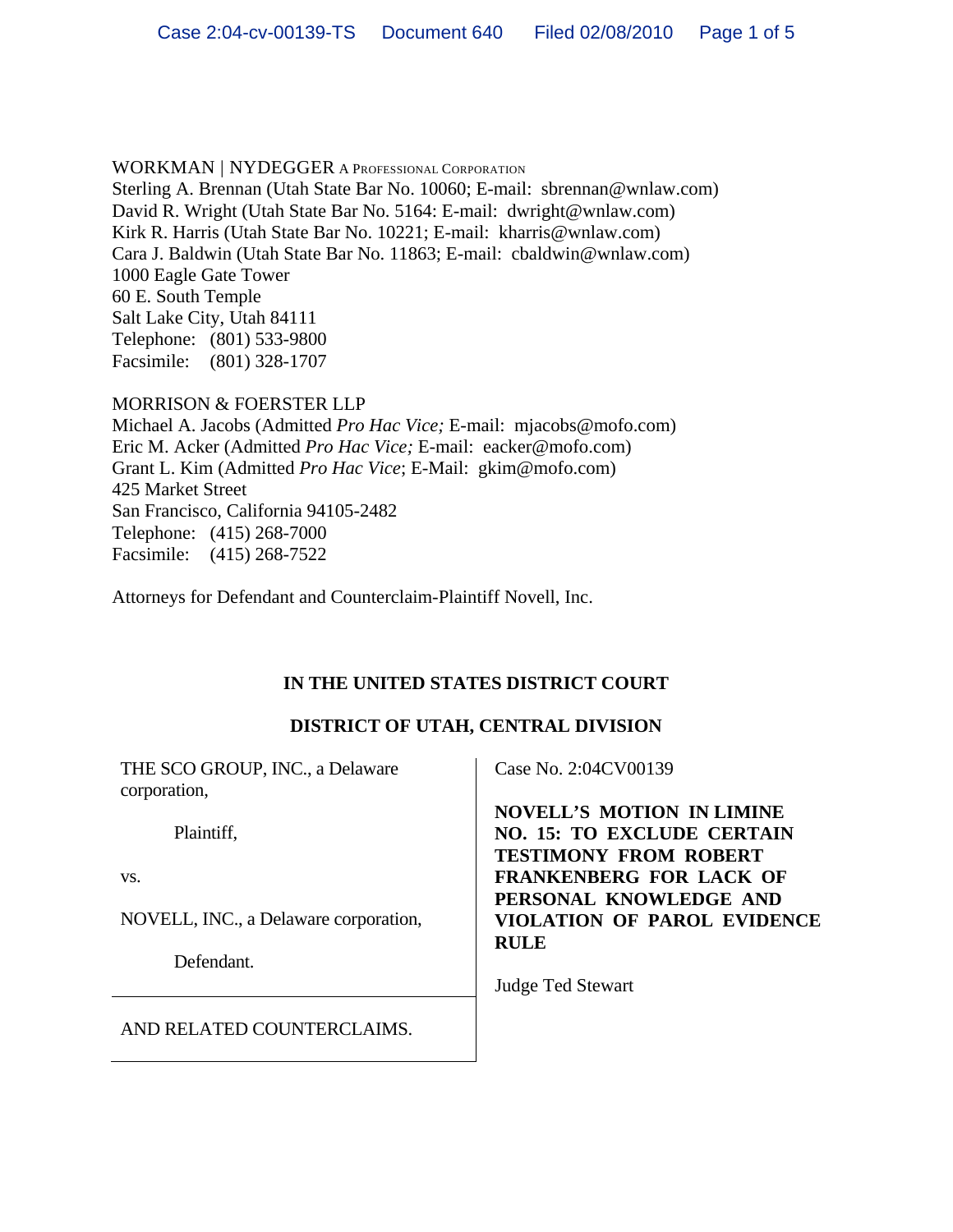WORKMAN | NYDEGGER A PROFESSIONAL CORPORATION
Sterling A. Brennan (Utah State Bar No. 10060; E-mail: sbrennan@wnlaw.com)
David R. Wright (Utah State Bar No. 5164: E-mail: dwright@wnlaw.com)
Kirk R. Harris (Utah State Bar No. 10221; E-mail: kharris@wnlaw.com)
Cara J. Baldwin (Utah State Bar No. 11863; E-mail: cbaldwin@wnlaw.com)
1000 Eagle Gate Tower
60 E. South Temple
Salt Lake City, Utah 84111
Telephone: (801) 533-9800
Facsimile: (801) 328-1707

MORRISON & FOERSTER LLP
Michael A. Jacobs (Admitted *Pro Hac Vice;* E-mail: mjacobs@mofo.com)
Eric M. Acker (Admitted *Pro Hac Vice;* E-mail: eacker@mofo.com)
Grant L. Kim (Admitted *Pro Hac Vice*; E-Mail: gkim@mofo.com)
425 Market Street
San Francisco, California 94105-2482
Telephone: (415) 268-7000
Facsimile: (415) 268-7522

Attorneys for Defendant and Counterclaim-Plaintiff Novell, Inc.

**IN THE UNITED STATES DISTRICT COURT**

**DISTRICT OF UTAH, CENTRAL DIVISION**

THE SCO GROUP, INC., a Delaware corporation,

Plaintiff,

vs.

NOVELL, INC., a Delaware corporation,

Defendant.

AND RELATED COUNTERCLAIMS.

Case No. 2:04CV00139

**NOVELL'S MOTION IN LIMINE NO. 15: TO EXCLUDE CERTAIN TESTIMONY FROM ROBERT FRANKENBERG FOR LACK OF PERSONAL KNOWLEDGE AND VIOLATION OF PAROL EVIDENCE RULE**

Judge Ted Stewart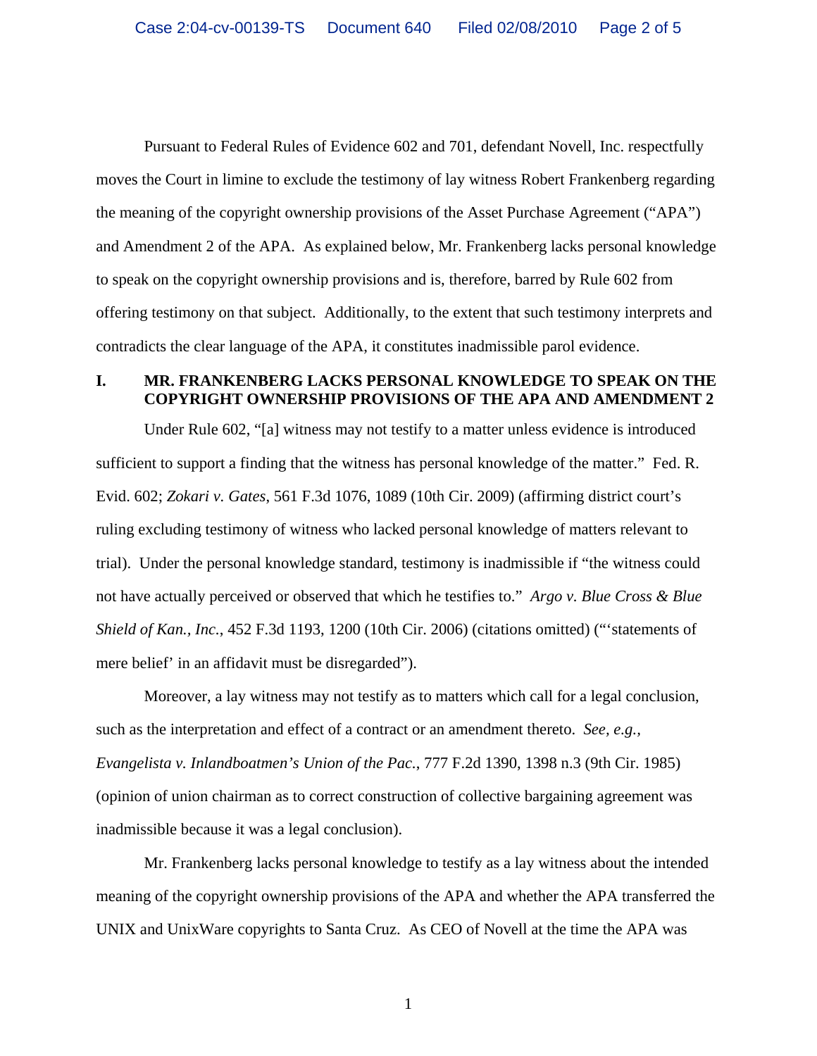Pursuant to Federal Rules of Evidence 602 and 701, defendant Novell, Inc. respectfully moves the Court in limine to exclude the testimony of lay witness Robert Frankenberg regarding the meaning of the copyright ownership provisions of the Asset Purchase Agreement ("APA") and Amendment 2 of the APA. As explained below, Mr. Frankenberg lacks personal knowledge to speak on the copyright ownership provisions and is, therefore, barred by Rule 602 from offering testimony on that subject. Additionally, to the extent that such testimony interprets and contradicts the clear language of the APA, it constitutes inadmissible parol evidence.

## I. MR. FRANKENBERG LACKS PERSONAL KNOWLEDGE TO SPEAK ON THE COPYRIGHT OWNERSHIP PROVISIONS OF THE APA AND AMENDMENT 2

Under Rule 602, "[a] witness may not testify to a matter unless evidence is introduced sufficient to support a finding that the witness has personal knowledge of the matter." Fed. R. Evid. 602; *Zokari v. Gates*, 561 F.3d 1076, 1089 (10th Cir. 2009) (affirming district court's ruling excluding testimony of witness who lacked personal knowledge of matters relevant to trial). Under the personal knowledge standard, testimony is inadmissible if "the witness could not have actually perceived or observed that which he testifies to." *Argo v. Blue Cross & Blue Shield of Kan., Inc.*, 452 F.3d 1193, 1200 (10th Cir. 2006) (citations omitted) ("'statements of mere belief' in an affidavit must be disregarded").

Moreover, a lay witness may not testify as to matters which call for a legal conclusion, such as the interpretation and effect of a contract or an amendment thereto. *See, e.g., Evangelista v. Inlandboatmen's Union of the Pac.*, 777 F.2d 1390, 1398 n.3 (9th Cir. 1985) (opinion of union chairman as to correct construction of collective bargaining agreement was inadmissible because it was a legal conclusion).

Mr. Frankenberg lacks personal knowledge to testify as a lay witness about the intended meaning of the copyright ownership provisions of the APA and whether the APA transferred the UNIX and UnixWare copyrights to Santa Cruz. As CEO of Novell at the time the APA was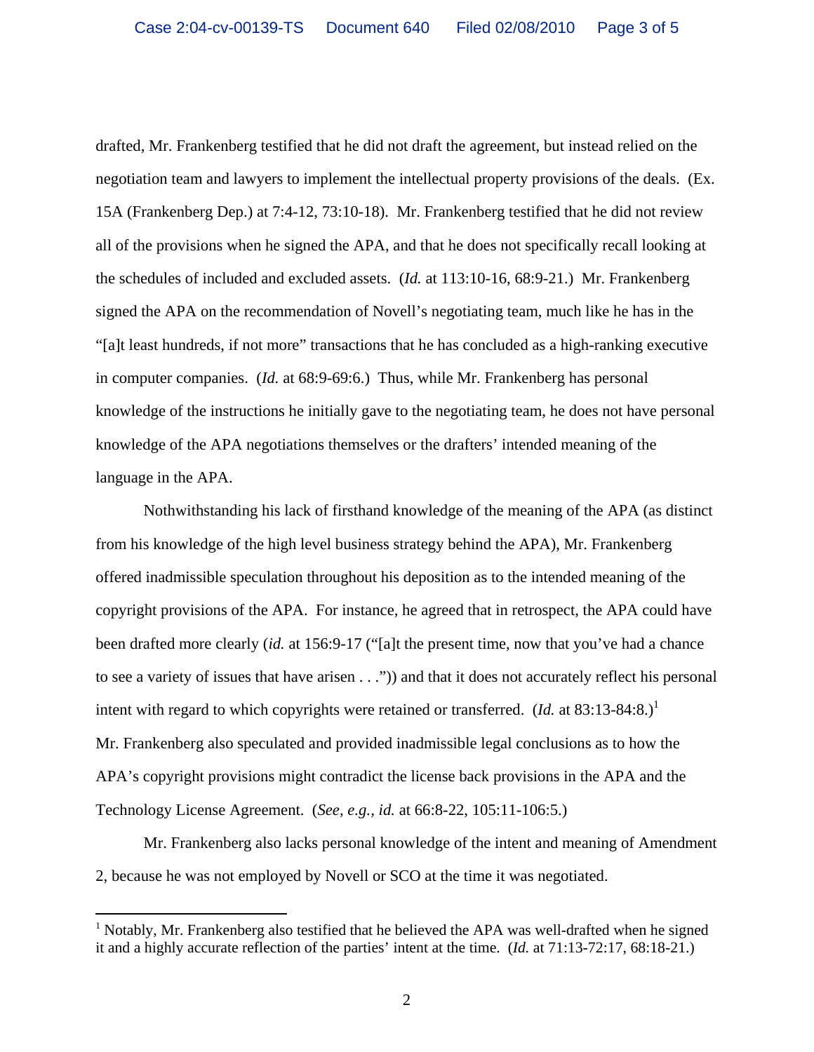drafted, Mr. Frankenberg testified that he did not draft the agreement, but instead relied on the negotiation team and lawyers to implement the intellectual property provisions of the deals. (Ex. 15A (Frankenberg Dep.) at 7:4-12, 73:10-18). Mr. Frankenberg testified that he did not review all of the provisions when he signed the APA, and that he does not specifically recall looking at the schedules of included and excluded assets. (*Id.* at 113:10-16, 68:9-21.) Mr. Frankenberg signed the APA on the recommendation of Novell's negotiating team, much like he has in the "[a]t least hundreds, if not more" transactions that he has concluded as a high-ranking executive in computer companies. (*Id.* at 68:9-69:6.) Thus, while Mr. Frankenberg has personal knowledge of the instructions he initially gave to the negotiating team, he does not have personal knowledge of the APA negotiations themselves or the drafters' intended meaning of the language in the APA.

Nothwithstanding his lack of firsthand knowledge of the meaning of the APA (as distinct from his knowledge of the high level business strategy behind the APA), Mr. Frankenberg offered inadmissible speculation throughout his deposition as to the intended meaning of the copyright provisions of the APA. For instance, he agreed that in retrospect, the APA could have been drafted more clearly (*id.* at 156:9-17 ("[a]t the present time, now that you've had a chance to see a variety of issues that have arisen . . .")) and that it does not accurately reflect his personal intent with regard to which copyrights were retained or transferred. (*Id.* at 83:13-84:8.)[1] Mr. Frankenberg also speculated and provided inadmissible legal conclusions as to how the APA's copyright provisions might contradict the license back provisions in the APA and the Technology License Agreement. (*See, e.g.*, *id.* at 66:8-22, 105:11-106:5.)

Mr. Frankenberg also lacks personal knowledge of the intent and meaning of Amendment 2, because he was not employed by Novell or SCO at the time it was negotiated.

[1] Notably, Mr. Frankenberg also testified that he believed the APA was well-drafted when he signed it and a highly accurate reflection of the parties' intent at the time. (*Id.* at 71:13-72:17, 68:18-21.)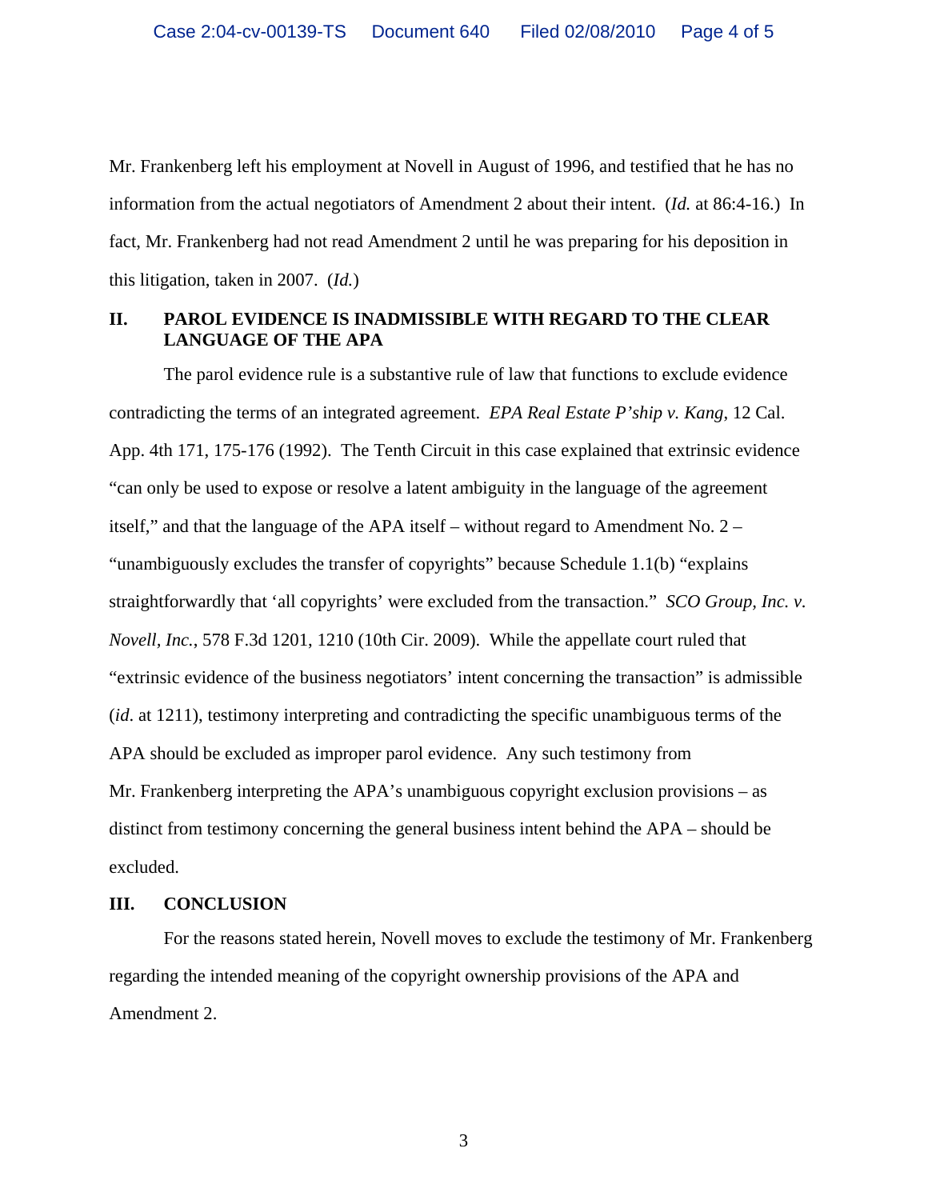Mr. Frankenberg left his employment at Novell in August of 1996, and testified that he has no information from the actual negotiators of Amendment 2 about their intent. (*Id.* at 86:4-16.) In fact, Mr. Frankenberg had not read Amendment 2 until he was preparing for his deposition in this litigation, taken in 2007. (*Id.*)

## II. PAROL EVIDENCE IS INADMISSIBLE WITH REGARD TO THE CLEAR LANGUAGE OF THE APA

The parol evidence rule is a substantive rule of law that functions to exclude evidence contradicting the terms of an integrated agreement. *EPA Real Estate P'ship v. Kang*, 12 Cal. App. 4th 171, 175-176 (1992). The Tenth Circuit in this case explained that extrinsic evidence "can only be used to expose or resolve a latent ambiguity in the language of the agreement itself," and that the language of the APA itself – without regard to Amendment No. 2 – "unambiguously excludes the transfer of copyrights" because Schedule 1.1(b) "explains straightforwardly that 'all copyrights' were excluded from the transaction." *SCO Group, Inc. v. Novell, Inc.*, 578 F.3d 1201, 1210 (10th Cir. 2009). While the appellate court ruled that "extrinsic evidence of the business negotiators' intent concerning the transaction" is admissible (*id*. at 1211), testimony interpreting and contradicting the specific unambiguous terms of the APA should be excluded as improper parol evidence. Any such testimony from Mr. Frankenberg interpreting the APA's unambiguous copyright exclusion provisions – as distinct from testimony concerning the general business intent behind the APA – should be excluded.

## III. CONCLUSION

For the reasons stated herein, Novell moves to exclude the testimony of Mr. Frankenberg regarding the intended meaning of the copyright ownership provisions of the APA and Amendment 2.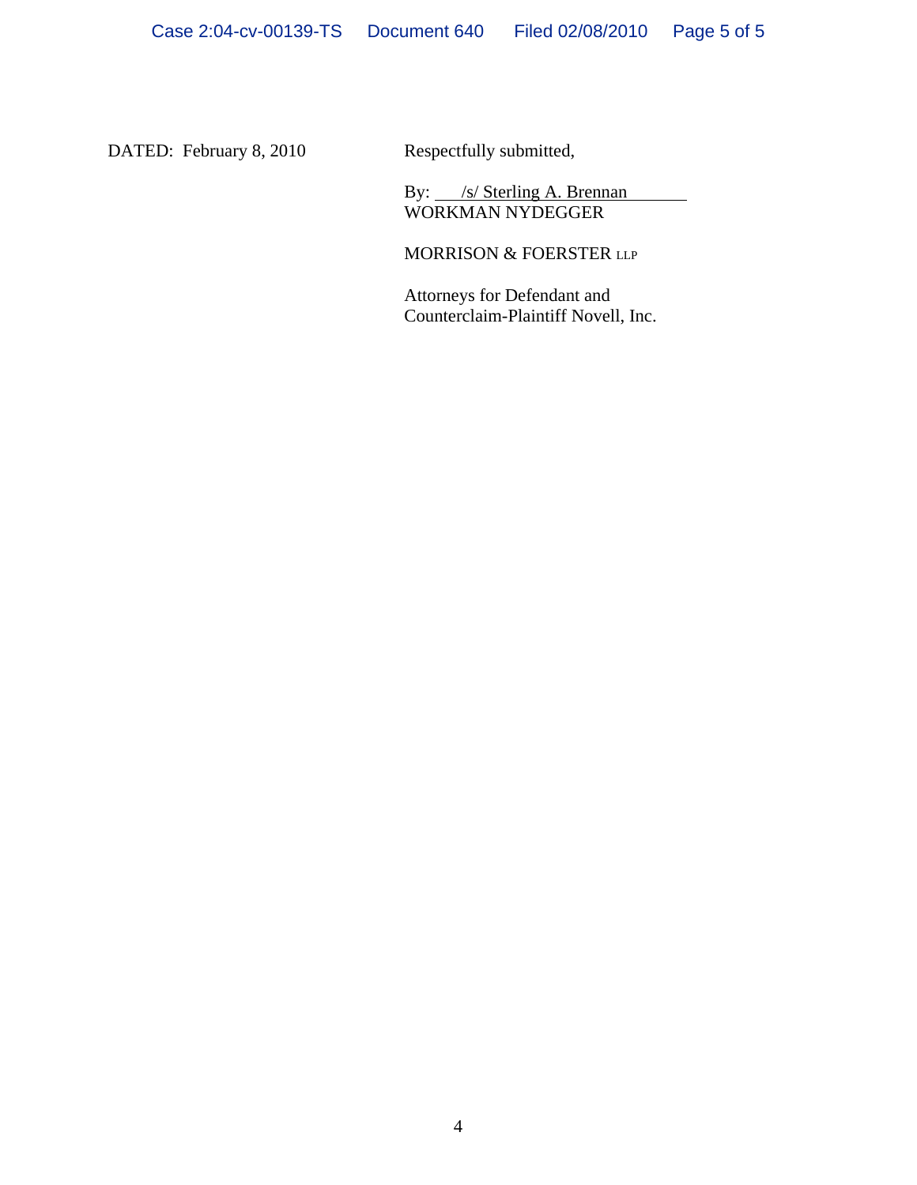DATED: February 8, 2010

Respectfully submitted,

By: /s/ Sterling A. Brennan
WORKMAN NYDEGGER

MORRISON & FOERSTER LLP

Attorneys for Defendant and
Counterclaim-Plaintiff Novell, Inc.